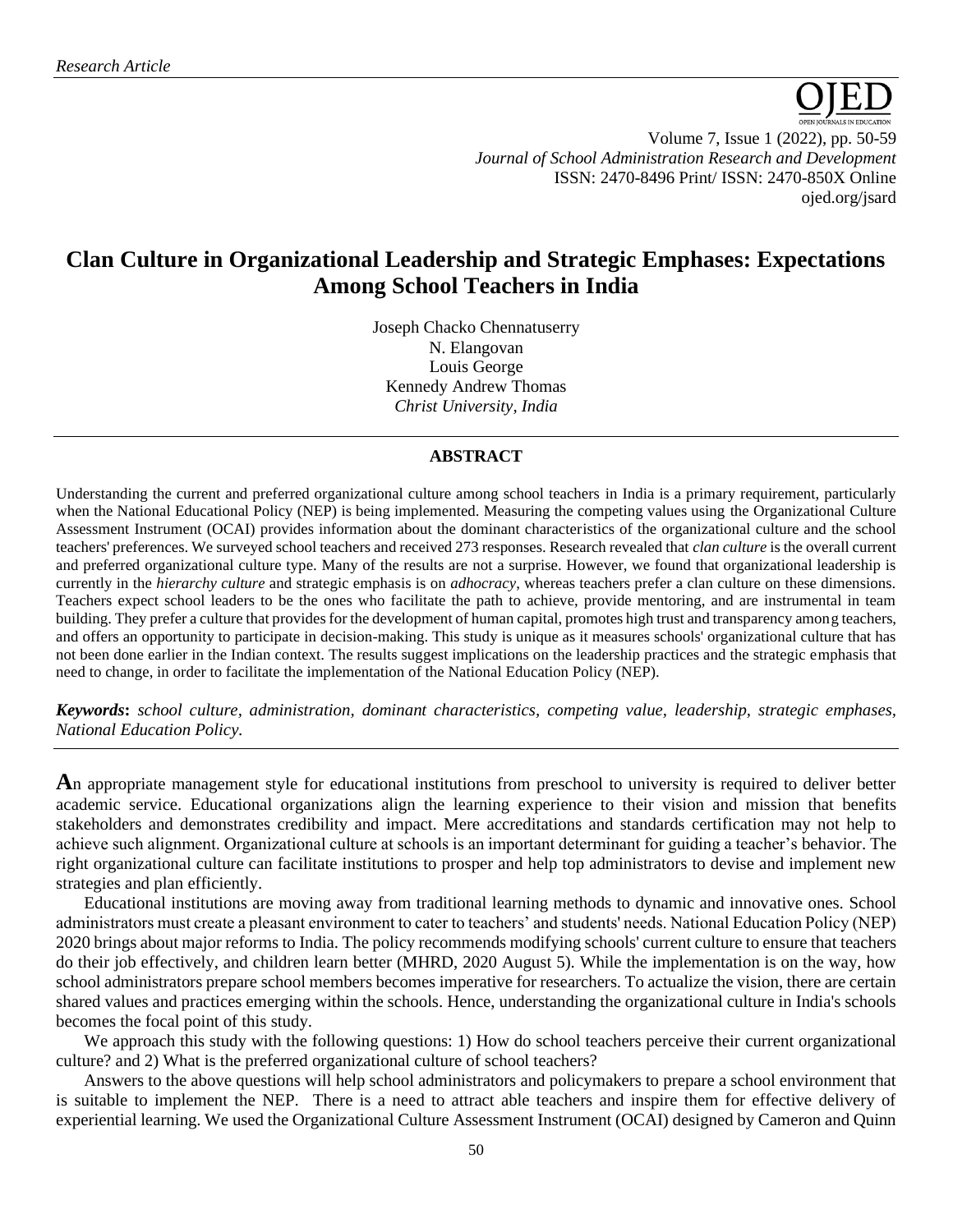*Research Article*

# Clan Culture in Organizational Leadership and Strategic Emphases: Expectations Among School Teachers in India

Joseph Chacko Chennatuserry
N. Elangovan
Louis George
Kennedy Andrew Thomas
*Christ University, India*

## ABSTRACT

Understanding the current and preferred organizational culture among school teachers in India is a primary requirement, particularly when the National Educational Policy (NEP) is being implemented. Measuring the competing values using the Organizational Culture Assessment Instrument (OCAI) provides information about the dominant characteristics of the organizational culture and the school teachers' preferences. We surveyed school teachers and received 273 responses. Research revealed that *clan culture* is the overall current and preferred organizational culture type. Many of the results are not a surprise. However, we found that organizational leadership is currently in the *hierarchy culture* and strategic emphasis is on *adhocracy*, whereas teachers prefer a clan culture on these dimensions. Teachers expect school leaders to be the ones who facilitate the path to achieve, provide mentoring, and are instrumental in team building. They prefer a culture that provides for the development of human capital, promotes high trust and transparency among teachers, and offers an opportunity to participate in decision-making. This study is unique as it measures schools' organizational culture that has not been done earlier in the Indian context. The results suggest implications on the leadership practices and the strategic emphasis that need to change, in order to facilitate the implementation of the National Education Policy (NEP).

***Keywords*:** *school culture, administration, dominant characteristics, competing value, leadership, strategic emphases, National Education Policy.*

**A**n appropriate management style for educational institutions from preschool to university is required to deliver better academic service. Educational organizations align the learning experience to their vision and mission that benefits stakeholders and demonstrates credibility and impact. Mere accreditations and standards certification may not help to achieve such alignment. Organizational culture at schools is an important determinant for guiding a teacher's behavior. The right organizational culture can facilitate institutions to prosper and help top administrators to devise and implement new strategies and plan efficiently.

Educational institutions are moving away from traditional learning methods to dynamic and innovative ones. School administrators must create a pleasant environment to cater to teachers' and students' needs. National Education Policy (NEP) 2020 brings about major reforms to India. The policy recommends modifying schools' current culture to ensure that teachers do their job effectively, and children learn better (MHRD, 2020 August 5). While the implementation is on the way, how school administrators prepare school members becomes imperative for researchers. To actualize the vision, there are certain shared values and practices emerging within the schools. Hence, understanding the organizational culture in India's schools becomes the focal point of this study.

We approach this study with the following questions: 1) How do school teachers perceive their current organizational culture? and 2) What is the preferred organizational culture of school teachers?

Answers to the above questions will help school administrators and policymakers to prepare a school environment that is suitable to implement the NEP. There is a need to attract able teachers and inspire them for effective delivery of experiential learning. We used the Organizational Culture Assessment Instrument (OCAI) designed by Cameron and Quinn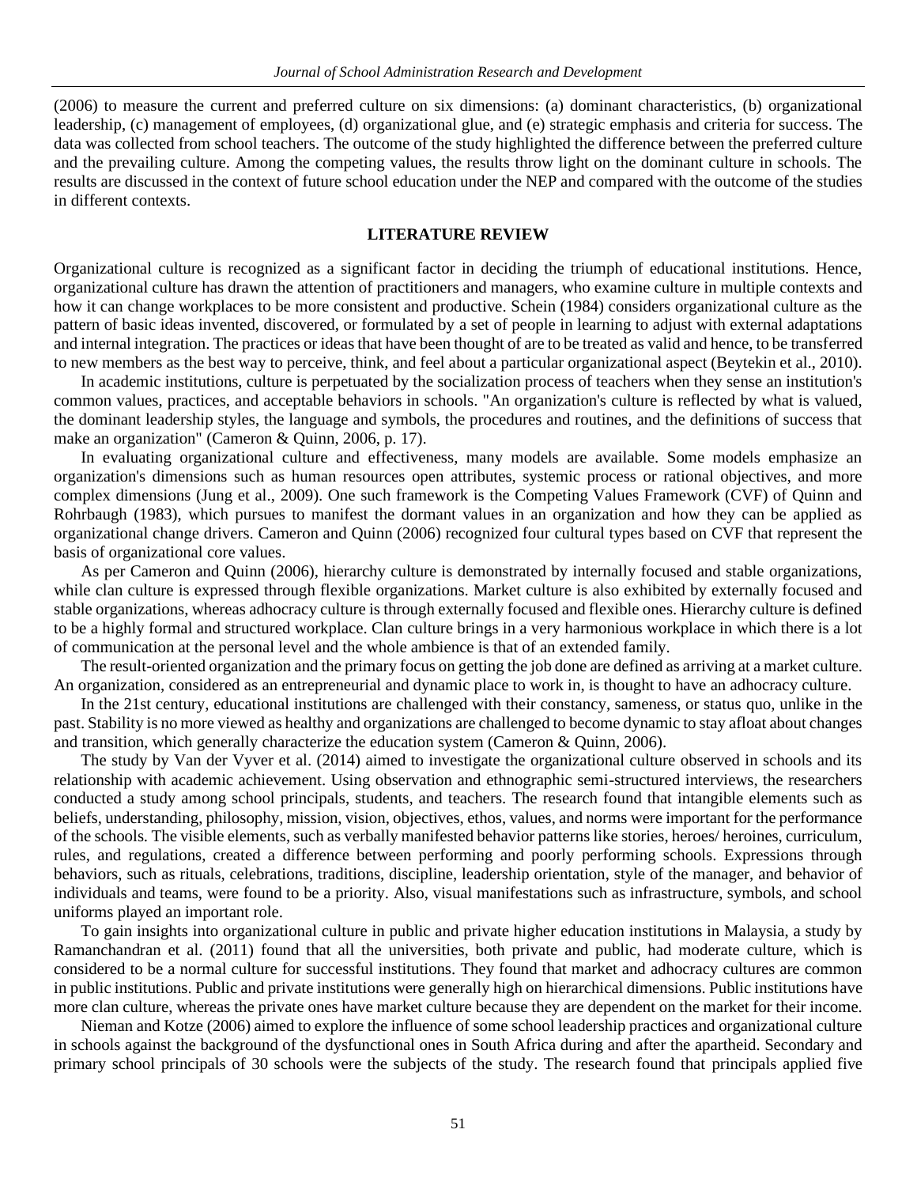(2006) to measure the current and preferred culture on six dimensions: (a) dominant characteristics, (b) organizational leadership, (c) management of employees, (d) organizational glue, and (e) strategic emphasis and criteria for success. The data was collected from school teachers. The outcome of the study highlighted the difference between the preferred culture and the prevailing culture. Among the competing values, the results throw light on the dominant culture in schools. The results are discussed in the context of future school education under the NEP and compared with the outcome of the studies in different contexts.

## LITERATURE REVIEW

Organizational culture is recognized as a significant factor in deciding the triumph of educational institutions. Hence, organizational culture has drawn the attention of practitioners and managers, who examine culture in multiple contexts and how it can change workplaces to be more consistent and productive. Schein (1984) considers organizational culture as the pattern of basic ideas invented, discovered, or formulated by a set of people in learning to adjust with external adaptations and internal integration. The practices or ideas that have been thought of are to be treated as valid and hence, to be transferred to new members as the best way to perceive, think, and feel about a particular organizational aspect (Beytekin et al., 2010).

In academic institutions, culture is perpetuated by the socialization process of teachers when they sense an institution's common values, practices, and acceptable behaviors in schools. "An organization's culture is reflected by what is valued, the dominant leadership styles, the language and symbols, the procedures and routines, and the definitions of success that make an organization" (Cameron & Quinn, 2006, p. 17).

In evaluating organizational culture and effectiveness, many models are available. Some models emphasize an organization's dimensions such as human resources open attributes, systemic process or rational objectives, and more complex dimensions (Jung et al., 2009). One such framework is the Competing Values Framework (CVF) of Quinn and Rohrbaugh (1983), which pursues to manifest the dormant values in an organization and how they can be applied as organizational change drivers. Cameron and Quinn (2006) recognized four cultural types based on CVF that represent the basis of organizational core values.

As per Cameron and Quinn (2006), hierarchy culture is demonstrated by internally focused and stable organizations, while clan culture is expressed through flexible organizations. Market culture is also exhibited by externally focused and stable organizations, whereas adhocracy culture is through externally focused and flexible ones. Hierarchy culture is defined to be a highly formal and structured workplace. Clan culture brings in a very harmonious workplace in which there is a lot of communication at the personal level and the whole ambience is that of an extended family.

The result-oriented organization and the primary focus on getting the job done are defined as arriving at a market culture. An organization, considered as an entrepreneurial and dynamic place to work in, is thought to have an adhocracy culture.

In the 21st century, educational institutions are challenged with their constancy, sameness, or status quo, unlike in the past. Stability is no more viewed as healthy and organizations are challenged to become dynamic to stay afloat about changes and transition, which generally characterize the education system (Cameron & Quinn, 2006).

The study by Van der Vyver et al. (2014) aimed to investigate the organizational culture observed in schools and its relationship with academic achievement. Using observation and ethnographic semi-structured interviews, the researchers conducted a study among school principals, students, and teachers. The research found that intangible elements such as beliefs, understanding, philosophy, mission, vision, objectives, ethos, values, and norms were important for the performance of the schools. The visible elements, such as verbally manifested behavior patterns like stories, heroes/ heroines, curriculum, rules, and regulations, created a difference between performing and poorly performing schools. Expressions through behaviors, such as rituals, celebrations, traditions, discipline, leadership orientation, style of the manager, and behavior of individuals and teams, were found to be a priority. Also, visual manifestations such as infrastructure, symbols, and school uniforms played an important role.

To gain insights into organizational culture in public and private higher education institutions in Malaysia, a study by Ramanchandran et al. (2011) found that all the universities, both private and public, had moderate culture, which is considered to be a normal culture for successful institutions. They found that market and adhocracy cultures are common in public institutions. Public and private institutions were generally high on hierarchical dimensions. Public institutions have more clan culture, whereas the private ones have market culture because they are dependent on the market for their income.

Nieman and Kotze (2006) aimed to explore the influence of some school leadership practices and organizational culture in schools against the background of the dysfunctional ones in South Africa during and after the apartheid. Secondary and primary school principals of 30 schools were the subjects of the study. The research found that principals applied five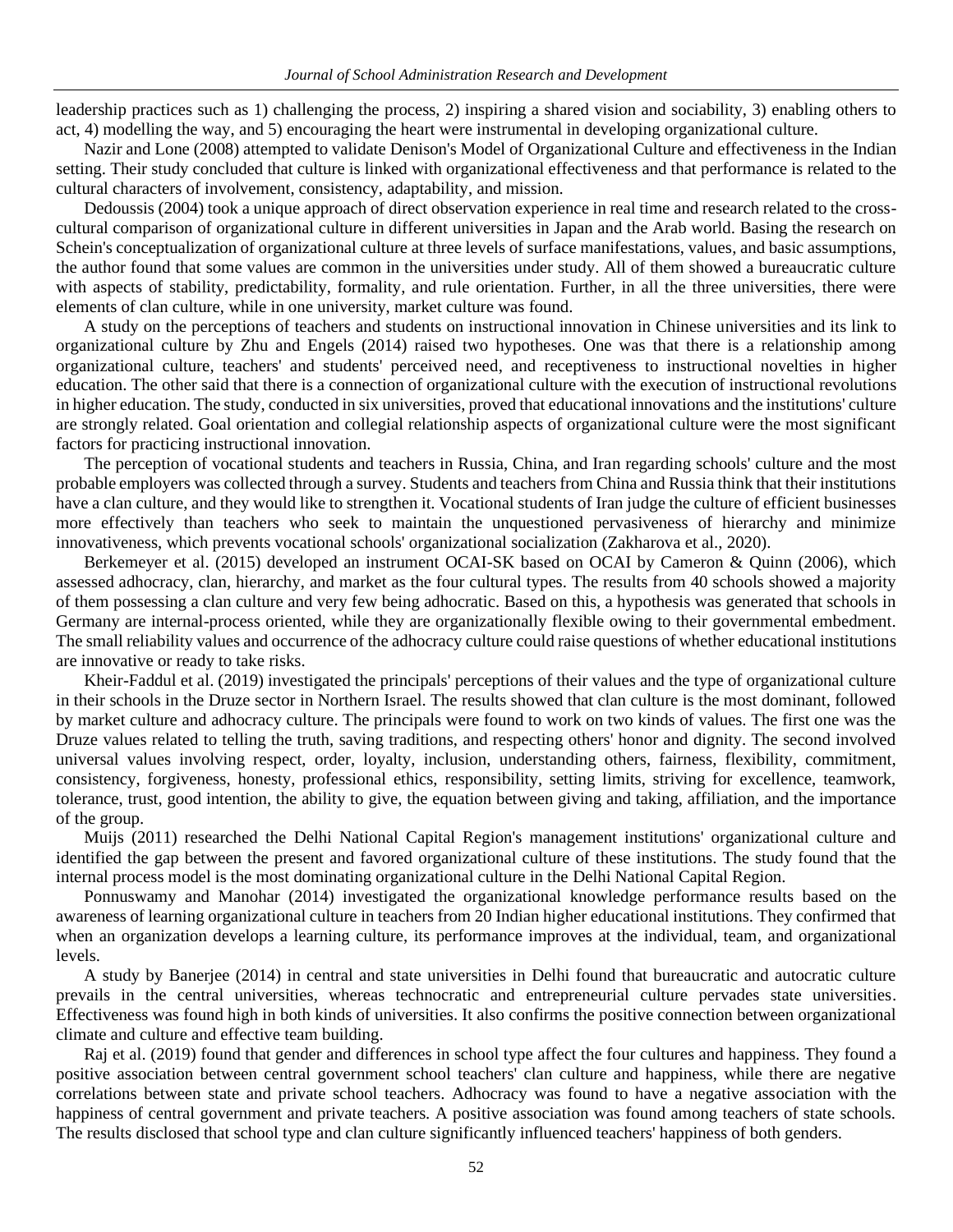leadership practices such as 1) challenging the process, 2) inspiring a shared vision and sociability, 3) enabling others to act, 4) modelling the way, and 5) encouraging the heart were instrumental in developing organizational culture.

Nazir and Lone (2008) attempted to validate Denison's Model of Organizational Culture and effectiveness in the Indian setting. Their study concluded that culture is linked with organizational effectiveness and that performance is related to the cultural characters of involvement, consistency, adaptability, and mission.

Dedoussis (2004) took a unique approach of direct observation experience in real time and research related to the cross-cultural comparison of organizational culture in different universities in Japan and the Arab world. Basing the research on Schein's conceptualization of organizational culture at three levels of surface manifestations, values, and basic assumptions, the author found that some values are common in the universities under study. All of them showed a bureaucratic culture with aspects of stability, predictability, formality, and rule orientation. Further, in all the three universities, there were elements of clan culture, while in one university, market culture was found.

A study on the perceptions of teachers and students on instructional innovation in Chinese universities and its link to organizational culture by Zhu and Engels (2014) raised two hypotheses. One was that there is a relationship among organizational culture, teachers' and students' perceived need, and receptiveness to instructional novelties in higher education. The other said that there is a connection of organizational culture with the execution of instructional revolutions in higher education. The study, conducted in six universities, proved that educational innovations and the institutions' culture are strongly related. Goal orientation and collegial relationship aspects of organizational culture were the most significant factors for practicing instructional innovation.

The perception of vocational students and teachers in Russia, China, and Iran regarding schools' culture and the most probable employers was collected through a survey. Students and teachers from China and Russia think that their institutions have a clan culture, and they would like to strengthen it. Vocational students of Iran judge the culture of efficient businesses more effectively than teachers who seek to maintain the unquestioned pervasiveness of hierarchy and minimize innovativeness, which prevents vocational schools' organizational socialization (Zakharova et al., 2020).

Berkemeyer et al. (2015) developed an instrument OCAI-SK based on OCAI by Cameron & Quinn (2006), which assessed adhocracy, clan, hierarchy, and market as the four cultural types. The results from 40 schools showed a majority of them possessing a clan culture and very few being adhocratic. Based on this, a hypothesis was generated that schools in Germany are internal-process oriented, while they are organizationally flexible owing to their governmental embedment. The small reliability values and occurrence of the adhocracy culture could raise questions of whether educational institutions are innovative or ready to take risks.

Kheir-Faddul et al. (2019) investigated the principals' perceptions of their values and the type of organizational culture in their schools in the Druze sector in Northern Israel. The results showed that clan culture is the most dominant, followed by market culture and adhocracy culture. The principals were found to work on two kinds of values. The first one was the Druze values related to telling the truth, saving traditions, and respecting others' honor and dignity. The second involved universal values involving respect, order, loyalty, inclusion, understanding others, fairness, flexibility, commitment, consistency, forgiveness, honesty, professional ethics, responsibility, setting limits, striving for excellence, teamwork, tolerance, trust, good intention, the ability to give, the equation between giving and taking, affiliation, and the importance of the group.

Muijs (2011) researched the Delhi National Capital Region's management institutions' organizational culture and identified the gap between the present and favored organizational culture of these institutions. The study found that the internal process model is the most dominating organizational culture in the Delhi National Capital Region.

Ponnuswamy and Manohar (2014) investigated the organizational knowledge performance results based on the awareness of learning organizational culture in teachers from 20 Indian higher educational institutions. They confirmed that when an organization develops a learning culture, its performance improves at the individual, team, and organizational levels.

A study by Banerjee (2014) in central and state universities in Delhi found that bureaucratic and autocratic culture prevails in the central universities, whereas technocratic and entrepreneurial culture pervades state universities. Effectiveness was found high in both kinds of universities. It also confirms the positive connection between organizational climate and culture and effective team building.

Raj et al. (2019) found that gender and differences in school type affect the four cultures and happiness. They found a positive association between central government school teachers' clan culture and happiness, while there are negative correlations between state and private school teachers. Adhocracy was found to have a negative association with the happiness of central government and private teachers. A positive association was found among teachers of state schools. The results disclosed that school type and clan culture significantly influenced teachers' happiness of both genders.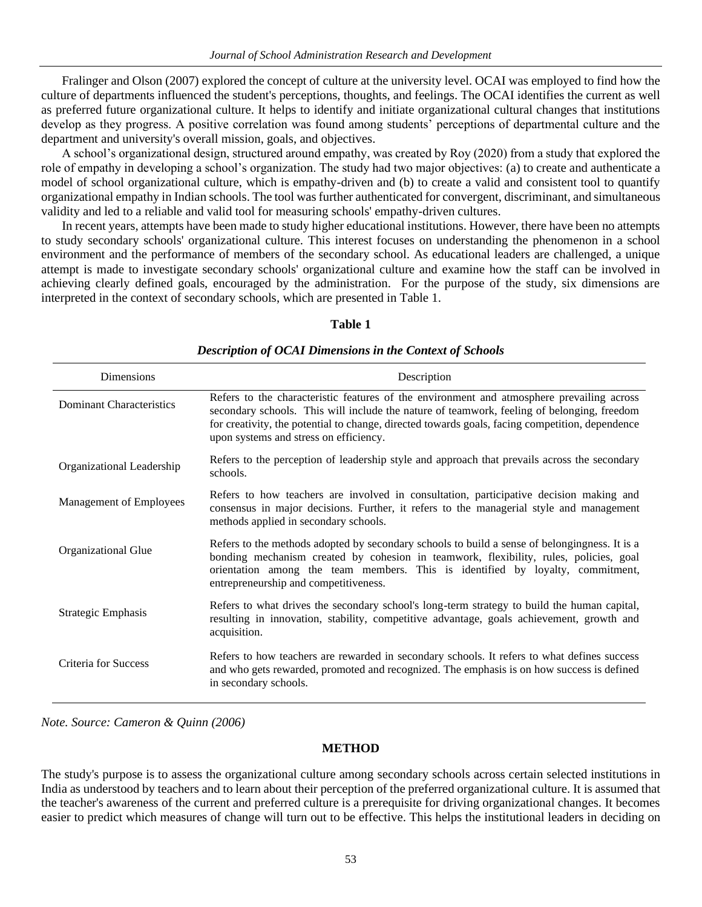Fralinger and Olson (2007) explored the concept of culture at the university level. OCAI was employed to find how the culture of departments influenced the student's perceptions, thoughts, and feelings. The OCAI identifies the current as well as preferred future organizational culture. It helps to identify and initiate organizational cultural changes that institutions develop as they progress. A positive correlation was found among students' perceptions of departmental culture and the department and university's overall mission, goals, and objectives.

A school's organizational design, structured around empathy, was created by Roy (2020) from a study that explored the role of empathy in developing a school's organization. The study had two major objectives: (a) to create and authenticate a model of school organizational culture, which is empathy-driven and (b) to create a valid and consistent tool to quantify organizational empathy in Indian schools. The tool was further authenticated for convergent, discriminant, and simultaneous validity and led to a reliable and valid tool for measuring schools' empathy-driven cultures.

In recent years, attempts have been made to study higher educational institutions. However, there have been no attempts to study secondary schools' organizational culture. This interest focuses on understanding the phenomenon in a school environment and the performance of members of the secondary school. As educational leaders are challenged, a unique attempt is made to investigate secondary schools' organizational culture and examine how the staff can be involved in achieving clearly defined goals, encouraged by the administration. For the purpose of the study, six dimensions are interpreted in the context of secondary schools, which are presented in Table 1.

**Table 1**

***Description of OCAI Dimensions in the Context of Schools***

| Dimensions | Description |
|---|---|
| Dominant Characteristics | Refers to the characteristic features of the environment and atmosphere prevailing across secondary schools. This will include the nature of teamwork, feeling of belonging, freedom for creativity, the potential to change, directed towards goals, facing competition, dependence upon systems and stress on efficiency. |
| Organizational Leadership | Refers to the perception of leadership style and approach that prevails across the secondary schools. |
| Management of Employees | Refers to how teachers are involved in consultation, participative decision making and consensus in major decisions. Further, it refers to the managerial style and management methods applied in secondary schools. |
| Organizational Glue | Refers to the methods adopted by secondary schools to build a sense of belongingness. It is a bonding mechanism created by cohesion in teamwork, flexibility, rules, policies, goal orientation among the team members. This is identified by loyalty, commitment, entrepreneurship and competitiveness. |
| Strategic Emphasis | Refers to what drives the secondary school's long-term strategy to build the human capital, resulting in innovation, stability, competitive advantage, goals achievement, growth and acquisition. |
| Criteria for Success | Refers to how teachers are rewarded in secondary schools. It refers to what defines success and who gets rewarded, promoted and recognized. The emphasis is on how success is defined in secondary schools. |

*Note. Source: Cameron & Quinn (2006)*

## METHOD

The study's purpose is to assess the organizational culture among secondary schools across certain selected institutions in India as understood by teachers and to learn about their perception of the preferred organizational culture. It is assumed that the teacher's awareness of the current and preferred culture is a prerequisite for driving organizational changes. It becomes easier to predict which measures of change will turn out to be effective. This helps the institutional leaders in deciding on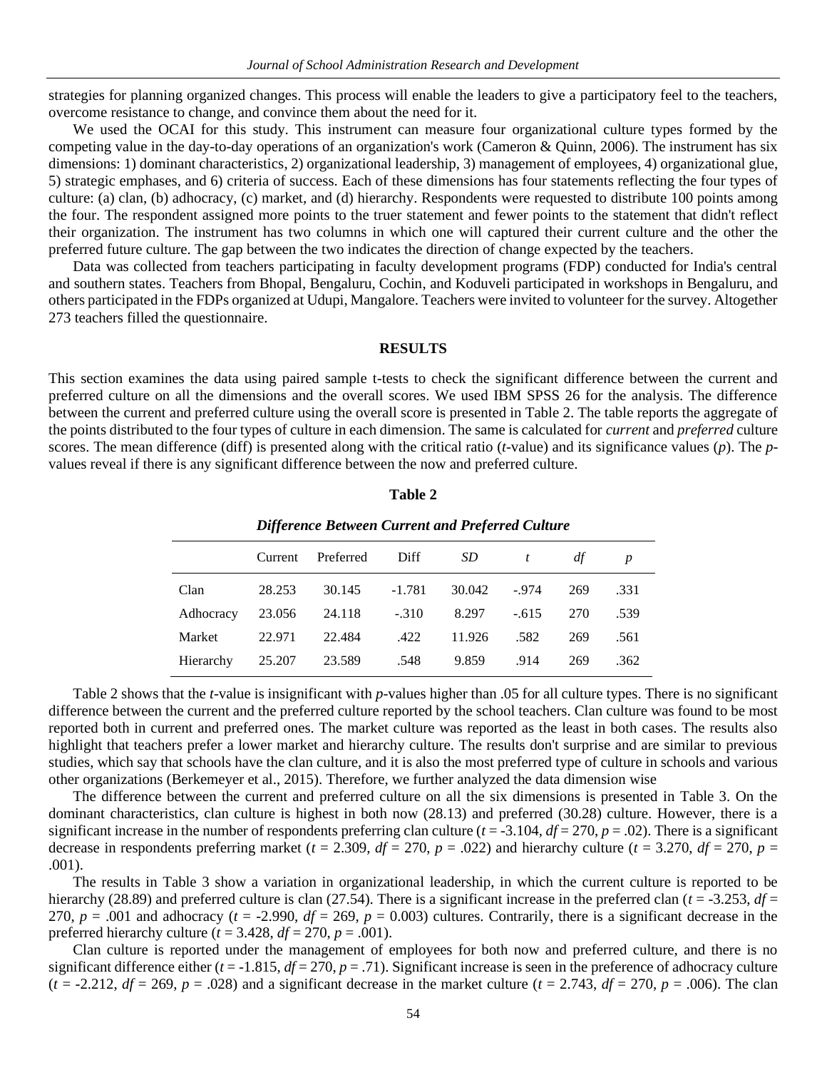strategies for planning organized changes. This process will enable the leaders to give a participatory feel to the teachers, overcome resistance to change, and convince them about the need for it.

We used the OCAI for this study. This instrument can measure four organizational culture types formed by the competing value in the day-to-day operations of an organization's work (Cameron & Quinn, 2006). The instrument has six dimensions: 1) dominant characteristics, 2) organizational leadership, 3) management of employees, 4) organizational glue, 5) strategic emphases, and 6) criteria of success. Each of these dimensions has four statements reflecting the four types of culture: (a) clan, (b) adhocracy, (c) market, and (d) hierarchy. Respondents were requested to distribute 100 points among the four. The respondent assigned more points to the truer statement and fewer points to the statement that didn't reflect their organization. The instrument has two columns in which one will captured their current culture and the other the preferred future culture. The gap between the two indicates the direction of change expected by the teachers.

Data was collected from teachers participating in faculty development programs (FDP) conducted for India's central and southern states. Teachers from Bhopal, Bengaluru, Cochin, and Koduveli participated in workshops in Bengaluru, and others participated in the FDPs organized at Udupi, Mangalore. Teachers were invited to volunteer for the survey. Altogether 273 teachers filled the questionnaire.

## RESULTS

This section examines the data using paired sample t-tests to check the significant difference between the current and preferred culture on all the dimensions and the overall scores. We used IBM SPSS 26 for the analysis. The difference between the current and preferred culture using the overall score is presented in Table 2. The table reports the aggregate of the points distributed to the four types of culture in each dimension. The same is calculated for *current* and *preferred* culture scores. The mean difference (diff) is presented along with the critical ratio (*t*-value) and its significance values (*p*). The *p*-values reveal if there is any significant difference between the now and preferred culture.

**Table 2**

***Difference Between Current and Preferred Culture***

| | Current | Preferred | Diff | *SD* | *t* | *df* | *p* |
|---|---|---|---|---|---|---|---|
| Clan | 28.253 | 30.145 | -1.781 | 30.042 | -.974 | 269 | .331 |
| Adhocracy | 23.056 | 24.118 | -.310 | 8.297 | -.615 | 270 | .539 |
| Market | 22.971 | 22.484 | .422 | 11.926 | .582 | 269 | .561 |
| Hierarchy | 25.207 | 23.589 | .548 | 9.859 | .914 | 269 | .362 |

Table 2 shows that the *t*-value is insignificant with *p*-values higher than .05 for all culture types. There is no significant difference between the current and the preferred culture reported by the school teachers. Clan culture was found to be most reported both in current and preferred ones. The market culture was reported as the least in both cases. The results also highlight that teachers prefer a lower market and hierarchy culture. The results don't surprise and are similar to previous studies, which say that schools have the clan culture, and it is also the most preferred type of culture in schools and various other organizations (Berkemeyer et al., 2015). Therefore, we further analyzed the data dimension wise

The difference between the current and preferred culture on all the six dimensions is presented in Table 3. On the dominant characteristics, clan culture is highest in both now (28.13) and preferred (30.28) culture. However, there is a significant increase in the number of respondents preferring clan culture ($t$ = -3.104, $df$ = 270, $p$ = .02). There is a significant decrease in respondents preferring market ($t$ = 2.309, $df$ = 270, $p$ = .022) and hierarchy culture ($t$ = 3.270, $df$ = 270, $p$ = .001).

The results in Table 3 show a variation in organizational leadership, in which the current culture is reported to be hierarchy (28.89) and preferred culture is clan (27.54). There is a significant increase in the preferred clan ($t$ = -3.253, $df$ = 270, $p$ = .001 and adhocracy ($t$ = -2.990, $df$ = 269, $p$ = 0.003) cultures. Contrarily, there is a significant decrease in the preferred hierarchy culture ($t$ = 3.428, $df$ = 270, $p$ = .001).

Clan culture is reported under the management of employees for both now and preferred culture, and there is no significant difference either ($t$ = -1.815, $df$ = 270, $p$ = .71). Significant increase is seen in the preference of adhocracy culture ($t$ = -2.212, $df$ = 269, $p$ = .028) and a significant decrease in the market culture ($t$ = 2.743, $df$ = 270, $p$ = .006). The clan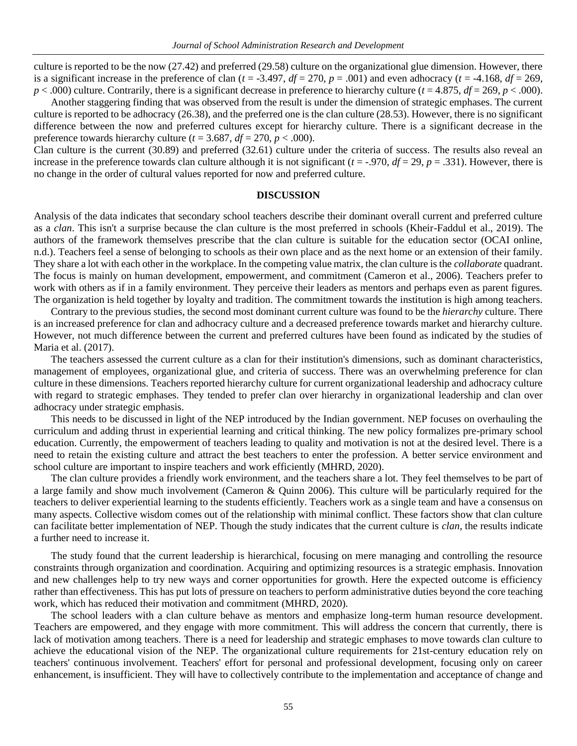culture is reported to be the now (27.42) and preferred (29.58) culture on the organizational glue dimension. However, there is a significant increase in the preference of clan ($t$ = -3.497, $df$ = 270, $p$ = .001) and even adhocracy ($t$ = -4.168, $df$ = 269, $p$ < .000) culture. Contrarily, there is a significant decrease in preference to hierarchy culture ($t$ = 4.875, $df$ = 269, $p$ < .000).

Another staggering finding that was observed from the result is under the dimension of strategic emphases. The current culture is reported to be adhocracy (26.38), and the preferred one is the clan culture (28.53). However, there is no significant difference between the now and preferred cultures except for hierarchy culture. There is a significant decrease in the preference towards hierarchy culture ($t$ = 3.687, $df$ = 270, $p$ < .000).

Clan culture is the current (30.89) and preferred (32.61) culture under the criteria of success. The results also reveal an increase in the preference towards clan culture although it is not significant ($t$ = -.970, $df$ = 29, $p$ = .331). However, there is no change in the order of cultural values reported for now and preferred culture.

## DISCUSSION

Analysis of the data indicates that secondary school teachers describe their dominant overall current and preferred culture as a *clan*. This isn't a surprise because the clan culture is the most preferred in schools (Kheir-Faddul et al., 2019). The authors of the framework themselves prescribe that the clan culture is suitable for the education sector (OCAI online, n.d.). Teachers feel a sense of belonging to schools as their own place and as the next home or an extension of their family. They share a lot with each other in the workplace. In the competing value matrix, the clan culture is the *collaborate* quadrant. The focus is mainly on human development, empowerment, and commitment (Cameron et al., 2006). Teachers prefer to work with others as if in a family environment. They perceive their leaders as mentors and perhaps even as parent figures. The organization is held together by loyalty and tradition. The commitment towards the institution is high among teachers.

Contrary to the previous studies, the second most dominant current culture was found to be the *hierarchy* culture. There is an increased preference for clan and adhocracy culture and a decreased preference towards market and hierarchy culture. However, not much difference between the current and preferred cultures have been found as indicated by the studies of Maria et al. (2017).

The teachers assessed the current culture as a clan for their institution's dimensions, such as dominant characteristics, management of employees, organizational glue, and criteria of success. There was an overwhelming preference for clan culture in these dimensions. Teachers reported hierarchy culture for current organizational leadership and adhocracy culture with regard to strategic emphases. They tended to prefer clan over hierarchy in organizational leadership and clan over adhocracy under strategic emphasis.

This needs to be discussed in light of the NEP introduced by the Indian government. NEP focuses on overhauling the curriculum and adding thrust in experiential learning and critical thinking. The new policy formalizes pre-primary school education. Currently, the empowerment of teachers leading to quality and motivation is not at the desired level. There is a need to retain the existing culture and attract the best teachers to enter the profession. A better service environment and school culture are important to inspire teachers and work efficiently (MHRD, 2020).

The clan culture provides a friendly work environment, and the teachers share a lot. They feel themselves to be part of a large family and show much involvement (Cameron & Quinn 2006). This culture will be particularly required for the teachers to deliver experiential learning to the students efficiently. Teachers work as a single team and have a consensus on many aspects. Collective wisdom comes out of the relationship with minimal conflict. These factors show that clan culture can facilitate better implementation of NEP. Though the study indicates that the current culture is *clan*, the results indicate a further need to increase it.

The study found that the current leadership is hierarchical, focusing on mere managing and controlling the resource constraints through organization and coordination. Acquiring and optimizing resources is a strategic emphasis. Innovation and new challenges help to try new ways and corner opportunities for growth. Here the expected outcome is efficiency rather than effectiveness. This has put lots of pressure on teachers to perform administrative duties beyond the core teaching work, which has reduced their motivation and commitment (MHRD, 2020).

The school leaders with a clan culture behave as mentors and emphasize long-term human resource development. Teachers are empowered, and they engage with more commitment. This will address the concern that currently, there is lack of motivation among teachers. There is a need for leadership and strategic emphases to move towards clan culture to achieve the educational vision of the NEP. The organizational culture requirements for 21st-century education rely on teachers' continuous involvement. Teachers' effort for personal and professional development, focusing only on career enhancement, is insufficient. They will have to collectively contribute to the implementation and acceptance of change and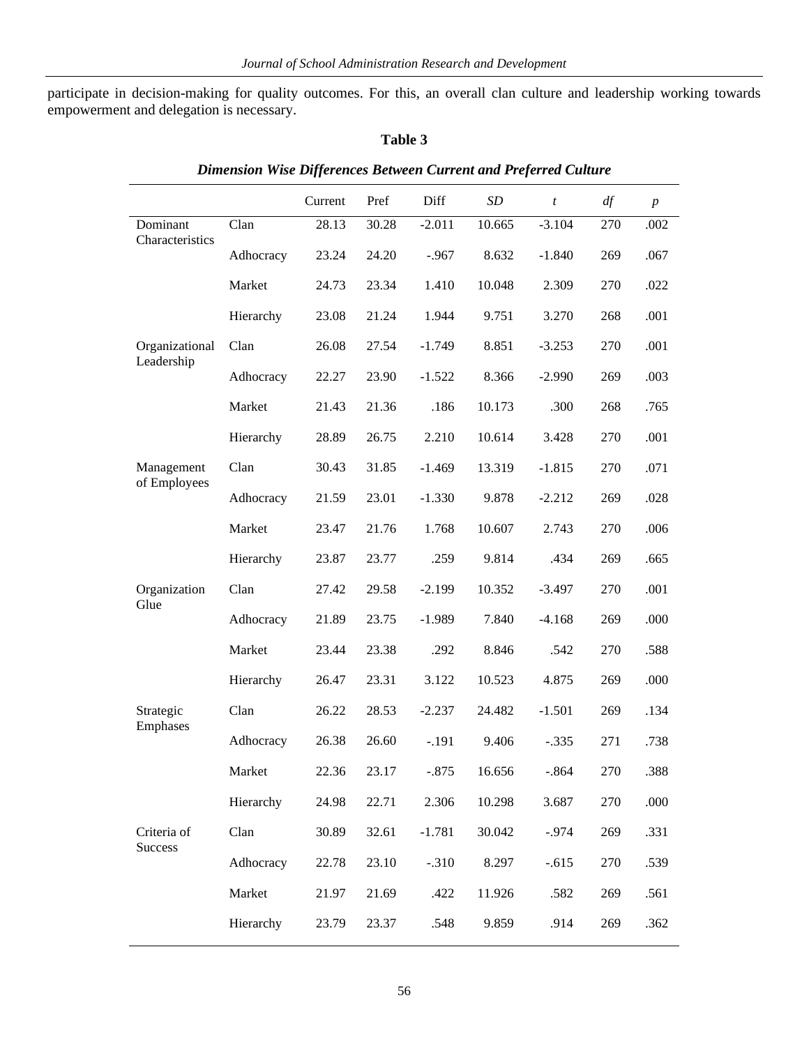participate in decision-making for quality outcomes. For this, an overall clan culture and leadership working towards empowerment and delegation is necessary.

**Table 3**

***Dimension Wise Differences Between Current and Preferred Culture***

| | | Current | Pref | Diff | *SD* | *t* | *df* | *p* |
|---|---|---|---|---|---|---|---|---|
| Dominant Characteristics | Clan | 28.13 | 30.28 | -2.011 | 10.665 | -3.104 | 270 | .002 |
| | Adhocracy | 23.24 | 24.20 | -.967 | 8.632 | -1.840 | 269 | .067 |
| | Market | 24.73 | 23.34 | 1.410 | 10.048 | 2.309 | 270 | .022 |
| | Hierarchy | 23.08 | 21.24 | 1.944 | 9.751 | 3.270 | 268 | .001 |
| Organizational Leadership | Clan | 26.08 | 27.54 | -1.749 | 8.851 | -3.253 | 270 | .001 |
| | Adhocracy | 22.27 | 23.90 | -1.522 | 8.366 | -2.990 | 269 | .003 |
| | Market | 21.43 | 21.36 | .186 | 10.173 | .300 | 268 | .765 |
| | Hierarchy | 28.89 | 26.75 | 2.210 | 10.614 | 3.428 | 270 | .001 |
| Management of Employees | Clan | 30.43 | 31.85 | -1.469 | 13.319 | -1.815 | 270 | .071 |
| | Adhocracy | 21.59 | 23.01 | -1.330 | 9.878 | -2.212 | 269 | .028 |
| | Market | 23.47 | 21.76 | 1.768 | 10.607 | 2.743 | 270 | .006 |
| | Hierarchy | 23.87 | 23.77 | .259 | 9.814 | .434 | 269 | .665 |
| Organization Glue | Clan | 27.42 | 29.58 | -2.199 | 10.352 | -3.497 | 270 | .001 |
| | Adhocracy | 21.89 | 23.75 | -1.989 | 7.840 | -4.168 | 269 | .000 |
| | Market | 23.44 | 23.38 | .292 | 8.846 | .542 | 270 | .588 |
| | Hierarchy | 26.47 | 23.31 | 3.122 | 10.523 | 4.875 | 269 | .000 |
| Strategic Emphases | Clan | 26.22 | 28.53 | -2.237 | 24.482 | -1.501 | 269 | .134 |
| | Adhocracy | 26.38 | 26.60 | -.191 | 9.406 | -.335 | 271 | .738 |
| | Market | 22.36 | 23.17 | -.875 | 16.656 | -.864 | 270 | .388 |
| | Hierarchy | 24.98 | 22.71 | 2.306 | 10.298 | 3.687 | 270 | .000 |
| Criteria of Success | Clan | 30.89 | 32.61 | -1.781 | 30.042 | -.974 | 269 | .331 |
| | Adhocracy | 22.78 | 23.10 | -.310 | 8.297 | -.615 | 270 | .539 |
| | Market | 21.97 | 21.69 | .422 | 11.926 | .582 | 269 | .561 |
| | Hierarchy | 23.79 | 23.37 | .548 | 9.859 | .914 | 269 | .362 |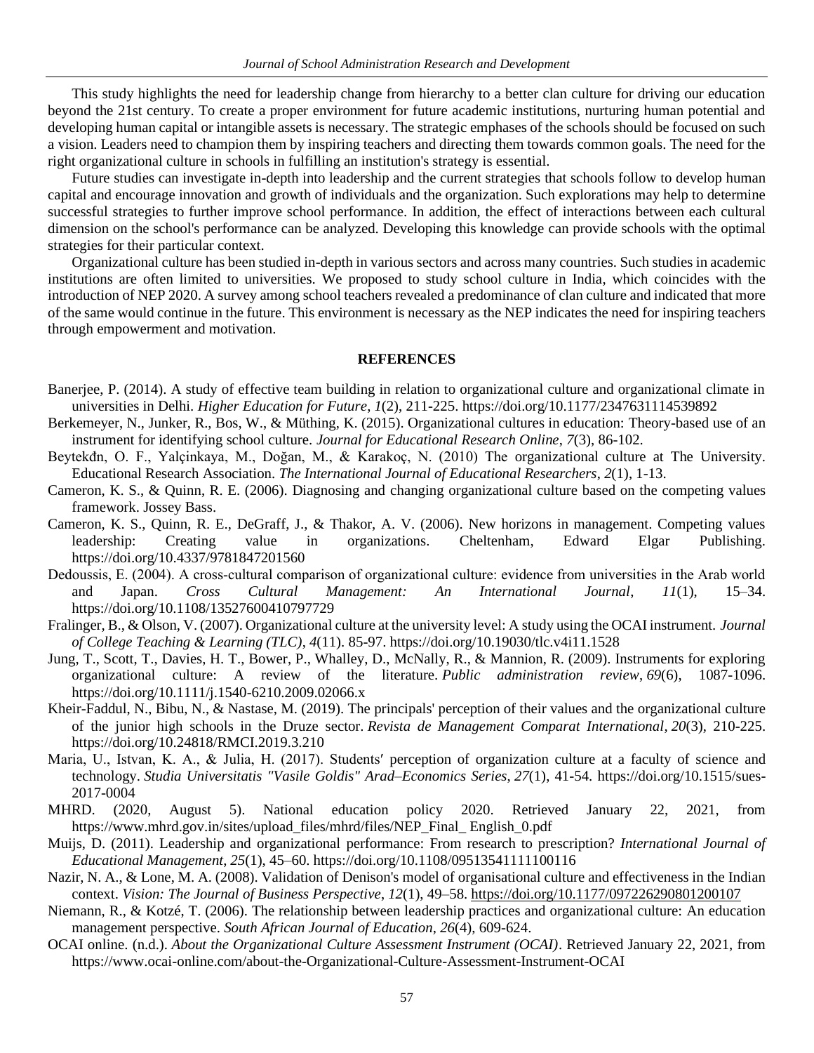This study highlights the need for leadership change from hierarchy to a better clan culture for driving our education beyond the 21st century. To create a proper environment for future academic institutions, nurturing human potential and developing human capital or intangible assets is necessary. The strategic emphases of the schools should be focused on such a vision. Leaders need to champion them by inspiring teachers and directing them towards common goals. The need for the right organizational culture in schools in fulfilling an institution's strategy is essential.

Future studies can investigate in-depth into leadership and the current strategies that schools follow to develop human capital and encourage innovation and growth of individuals and the organization. Such explorations may help to determine successful strategies to further improve school performance. In addition, the effect of interactions between each cultural dimension on the school's performance can be analyzed. Developing this knowledge can provide schools with the optimal strategies for their particular context.

Organizational culture has been studied in-depth in various sectors and across many countries. Such studies in academic institutions are often limited to universities. We proposed to study school culture in India, which coincides with the introduction of NEP 2020. A survey among school teachers revealed a predominance of clan culture and indicated that more of the same would continue in the future. This environment is necessary as the NEP indicates the need for inspiring teachers through empowerment and motivation.

## REFERENCES

Banerjee, P. (2014). A study of effective team building in relation to organizational culture and organizational climate in universities in Delhi. *Higher Education for Future*, *1*(2), 211-225. https://doi.org/10.1177/2347631114539892

Berkemeyer, N., Junker, R., Bos, W., & Müthing, K. (2015). Organizational cultures in education: Theory-based use of an instrument for identifying school culture. *Journal for Educational Research Online*, *7*(3), 86-102.

Beytekđn, O. F., Yalçinkaya, M., Doğan, M., & Karakoç, N. (2010) The organizational culture at The University. Educational Research Association. *The International Journal of Educational Researchers*, *2*(1), 1-13.

Cameron, K. S., & Quinn, R. E. (2006). Diagnosing and changing organizational culture based on the competing values framework. Jossey Bass.

Cameron, K. S., Quinn, R. E., DeGraff, J., & Thakor, A. V. (2006). New horizons in management. Competing values leadership: Creating value in organizations. Cheltenham, Edward Elgar Publishing. https://doi.org/10.4337/9781847201560

Dedoussis, E. (2004). A cross-cultural comparison of organizational culture: evidence from universities in the Arab world and Japan. *Cross Cultural Management: An International Journal*, *11*(1), 15–34. https://doi.org/10.1108/13527600410797729

Fralinger, B., & Olson, V. (2007). Organizational culture at the university level: A study using the OCAI instrument. *Journal of College Teaching & Learning (TLC)*, *4*(11). 85-97. https://doi.org/10.19030/tlc.v4i11.1528

Jung, T., Scott, T., Davies, H. T., Bower, P., Whalley, D., McNally, R., & Mannion, R. (2009). Instruments for exploring organizational culture: A review of the literature. *Public administration review*, *69*(6), 1087-1096. https://doi.org/10.1111/j.1540-6210.2009.02066.x

Kheir-Faddul, N., Bibu, N., & Nastase, M. (2019). The principals' perception of their values and the organizational culture of the junior high schools in the Druze sector. *Revista de Management Comparat International*, *20*(3), 210-225. https://doi.org/10.24818/RMCI.2019.3.210

Maria, U., Istvan, K. A., & Julia, H. (2017). Students′ perception of organization culture at a faculty of science and technology. *Studia Universitatis "Vasile Goldis" Arad–Economics Series*, *27*(1), 41-54. https://doi.org/10.1515/sues-2017-0004

MHRD. (2020, August 5). National education policy 2020. Retrieved January 22, 2021, from https://www.mhrd.gov.in/sites/upload_files/mhrd/files/NEP_Final_ English_0.pdf

Muijs, D. (2011). Leadership and organizational performance: From research to prescription? *International Journal of Educational Management*, *25*(1), 45–60. https://doi.org/10.1108/09513541111100116

Nazir, N. A., & Lone, M. A. (2008). Validation of Denison's model of organisational culture and effectiveness in the Indian context. *Vision: The Journal of Business Perspective*, *12*(1), 49–58. https://doi.org/10.1177/097226290801200107

Niemann, R., & Kotzé, T. (2006). The relationship between leadership practices and organizational culture: An education management perspective. *South African Journal of Education*, *26*(4), 609-624.

OCAI online. (n.d.). *About the Organizational Culture Assessment Instrument (OCAI)*. Retrieved January 22, 2021, from https://www.ocai-online.com/about-the-Organizational-Culture-Assessment-Instrument-OCAI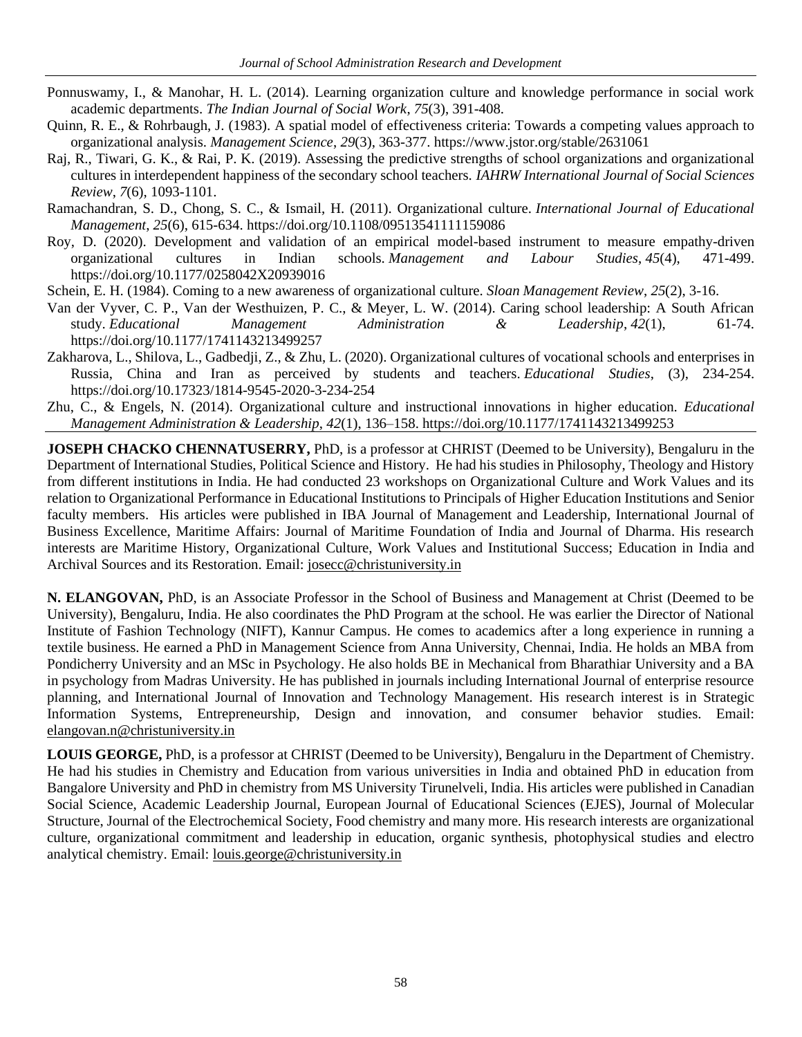Ponnuswamy, I., & Manohar, H. L. (2014). Learning organization culture and knowledge performance in social work academic departments. *The Indian Journal of Social Work*, *75*(3), 391-408.

Quinn, R. E., & Rohrbaugh, J. (1983). A spatial model of effectiveness criteria: Towards a competing values approach to organizational analysis. *Management Science*, *29*(3), 363-377. https://www.jstor.org/stable/2631061

Raj, R., Tiwari, G. K., & Rai, P. K. (2019). Assessing the predictive strengths of school organizations and organizational cultures in interdependent happiness of the secondary school teachers. *IAHRW International Journal of Social Sciences Review*, *7*(6), 1093-1101.

Ramachandran, S. D., Chong, S. C., & Ismail, H. (2011). Organizational culture. *International Journal of Educational Management*, *25*(6), 615-634. https://doi.org/10.1108/09513541111159086

Roy, D. (2020). Development and validation of an empirical model-based instrument to measure empathy-driven organizational cultures in Indian schools. *Management and Labour Studies*, *45*(4), 471-499. https://doi.org/10.1177/0258042X20939016

Schein, E. H. (1984). Coming to a new awareness of organizational culture. *Sloan Management Review*, *25*(2), 3-16.

Van der Vyver, C. P., Van der Westhuizen, P. C., & Meyer, L. W. (2014). Caring school leadership: A South African study. *Educational Management Administration & Leadership*, *42*(1), 61-74. https://doi.org/10.1177/1741143213499257

Zakharova, L., Shilova, L., Gadbedji, Z., & Zhu, L. (2020). Organizational cultures of vocational schools and enterprises in Russia, China and Iran as perceived by students and teachers. *Educational Studies*, (3), 234-254. https://doi.org/10.17323/1814-9545-2020-3-234-254

Zhu, C., & Engels, N. (2014). Organizational culture and instructional innovations in higher education. *Educational Management Administration & Leadership*, *42*(1), 136–158. https://doi.org/10.1177/1741143213499253

**JOSEPH CHACKO CHENNATUSERRY,** PhD, is a professor at CHRIST (Deemed to be University), Bengaluru in the Department of International Studies, Political Science and History. He had his studies in Philosophy, Theology and History from different institutions in India. He had conducted 23 workshops on Organizational Culture and Work Values and its relation to Organizational Performance in Educational Institutions to Principals of Higher Education Institutions and Senior faculty members. His articles were published in IBA Journal of Management and Leadership, International Journal of Business Excellence, Maritime Affairs: Journal of Maritime Foundation of India and Journal of Dharma. His research interests are Maritime History, Organizational Culture, Work Values and Institutional Success; Education in India and Archival Sources and its Restoration. Email: josecc@christuniversity.in

**N. ELANGOVAN,** PhD, is an Associate Professor in the School of Business and Management at Christ (Deemed to be University), Bengaluru, India. He also coordinates the PhD Program at the school. He was earlier the Director of National Institute of Fashion Technology (NIFT), Kannur Campus. He comes to academics after a long experience in running a textile business. He earned a PhD in Management Science from Anna University, Chennai, India. He holds an MBA from Pondicherry University and an MSc in Psychology. He also holds BE in Mechanical from Bharathiar University and a BA in psychology from Madras University. He has published in journals including International Journal of enterprise resource planning, and International Journal of Innovation and Technology Management. His research interest is in Strategic Information Systems, Entrepreneurship, Design and innovation, and consumer behavior studies. Email: elangovan.n@christuniversity.in

**LOUIS GEORGE,** PhD, is a professor at CHRIST (Deemed to be University), Bengaluru in the Department of Chemistry. He had his studies in Chemistry and Education from various universities in India and obtained PhD in education from Bangalore University and PhD in chemistry from MS University Tirunelveli, India. His articles were published in Canadian Social Science, Academic Leadership Journal, European Journal of Educational Sciences (EJES), Journal of Molecular Structure, Journal of the Electrochemical Society, Food chemistry and many more. His research interests are organizational culture, organizational commitment and leadership in education, organic synthesis, photophysical studies and electro analytical chemistry. Email: louis.george@christuniversity.in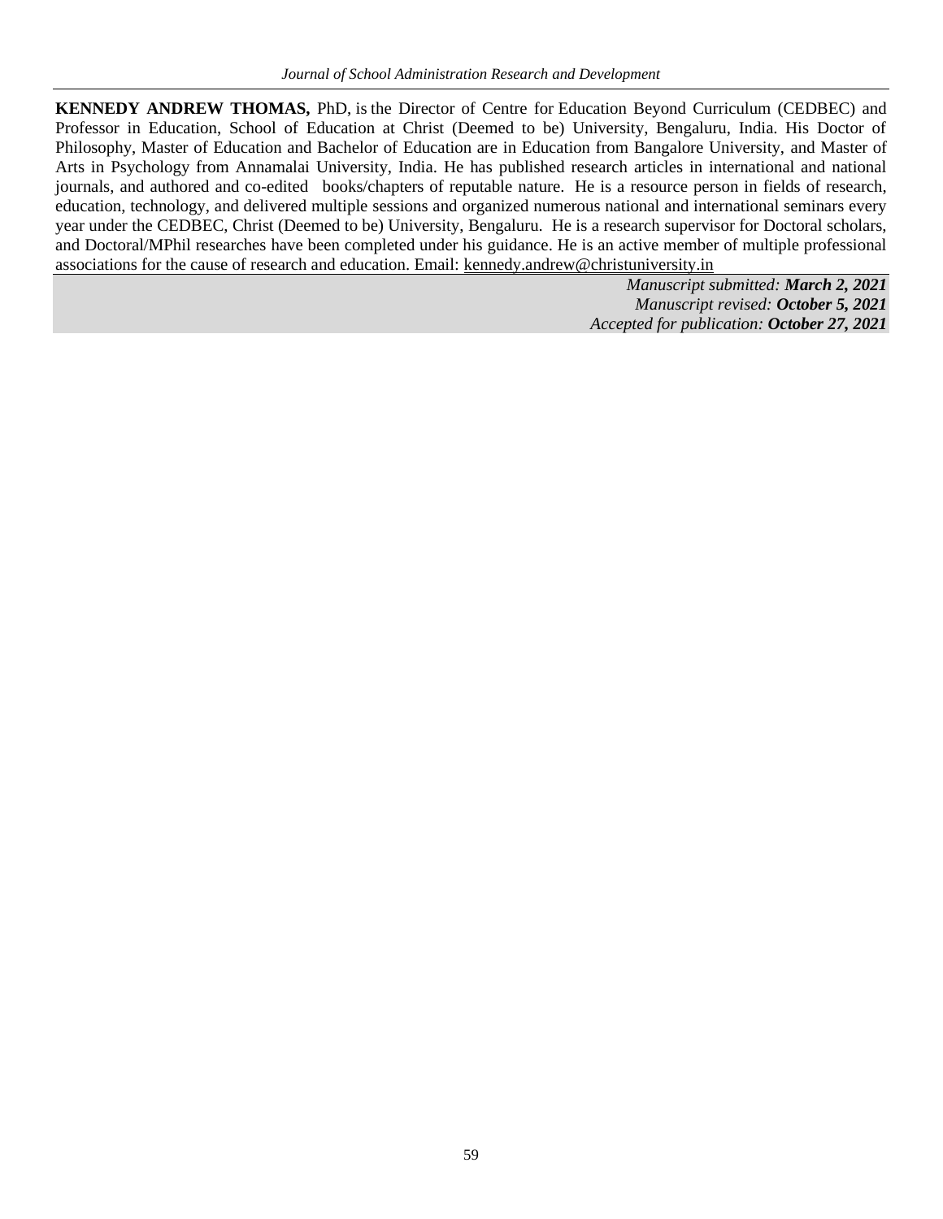**KENNEDY ANDREW THOMAS,** PhD, is the Director of Centre for Education Beyond Curriculum (CEDBEC) and Professor in Education, School of Education at Christ (Deemed to be) University, Bengaluru, India. His Doctor of Philosophy, Master of Education and Bachelor of Education are in Education from Bangalore University, and Master of Arts in Psychology from Annamalai University, India. He has published research articles in international and national journals, and authored and co-edited books/chapters of reputable nature. He is a resource person in fields of research, education, technology, and delivered multiple sessions and organized numerous national and international seminars every year under the CEDBEC, Christ (Deemed to be) University, Bengaluru. He is a research supervisor for Doctoral scholars, and Doctoral/MPhil researches have been completed under his guidance. He is an active member of multiple professional associations for the cause of research and education. Email: kennedy.andrew@christuniversity.in

*Manuscript submitted: **March 2, 2021***
*Manuscript revised: **October 5, 2021***
*Accepted for publication: **October 27, 2021***